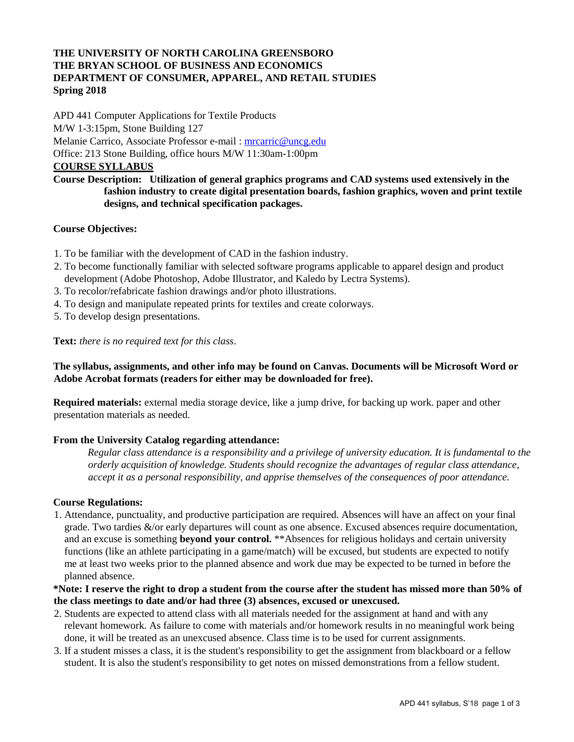**THE UNIVERSITY OF NORTH CAROLINA GREENSBORO**
**THE BRYAN SCHOOL OF BUSINESS AND ECONOMICS**
**DEPARTMENT OF CONSUMER, APPAREL, AND RETAIL STUDIES**
**Spring 2018**

APD 441 Computer Applications for Textile Products
M/W 1-3:15pm, Stone Building 127
Melanie Carrico, Associate Professor e-mail : mrcarric@uncg.edu
Office: 213 Stone Building, office hours M/W 11:30am-1:00pm

## COURSE SYLLABUS

**Course Description: Utilization of general graphics programs and CAD systems used extensively in the fashion industry to create digital presentation boards, fashion graphics, woven and print textile designs, and technical specification packages.**

**Course Objectives:**

1. To be familiar with the development of CAD in the fashion industry.
2. To become functionally familiar with selected software programs applicable to apparel design and product development (Adobe Photoshop, Adobe Illustrator, and Kaledo by Lectra Systems).
3. To recolor/refabricate fashion drawings and/or photo illustrations.
4. To design and manipulate repeated prints for textiles and create colorways.
5. To develop design presentations.

**Text:** *there is no required text for this class*.

**The syllabus, assignments, and other info may be found on Canvas. Documents will be Microsoft Word or Adobe Acrobat formats (readers for either may be downloaded for free).**

**Required materials:** external media storage device, like a jump drive, for backing up work. paper and other presentation materials as needed.

**From the University Catalog regarding attendance:**

*Regular class attendance is a responsibility and a privilege of university education. It is fundamental to the orderly acquisition of knowledge. Students should recognize the advantages of regular class attendance, accept it as a personal responsibility, and apprise themselves of the consequences of poor attendance.*

**Course Regulations:**

1. Attendance, punctuality, and productive participation are required. Absences will have an affect on your final grade. Two tardies &/or early departures will count as one absence. Excused absences require documentation, and an excuse is something **beyond your control.** **Absences for religious holidays and certain university functions (like an athlete participating in a game/match) will be excused, but students are expected to notify me at least two weeks prior to the planned absence and work due may be expected to be turned in before the planned absence.

**\*Note: I reserve the right to drop a student from the course after the student has missed more than 50% of the class meetings to date and/or had three (3) absences, excused or unexcused.**

2. Students are expected to attend class with all materials needed for the assignment at hand and with any relevant homework. As failure to come with materials and/or homework results in no meaningful work being done, it will be treated as an unexcused absence. Class time is to be used for current assignments.
3. If a student misses a class, it is the student's responsibility to get the assignment from blackboard or a fellow student. It is also the student's responsibility to get notes on missed demonstrations from a fellow student.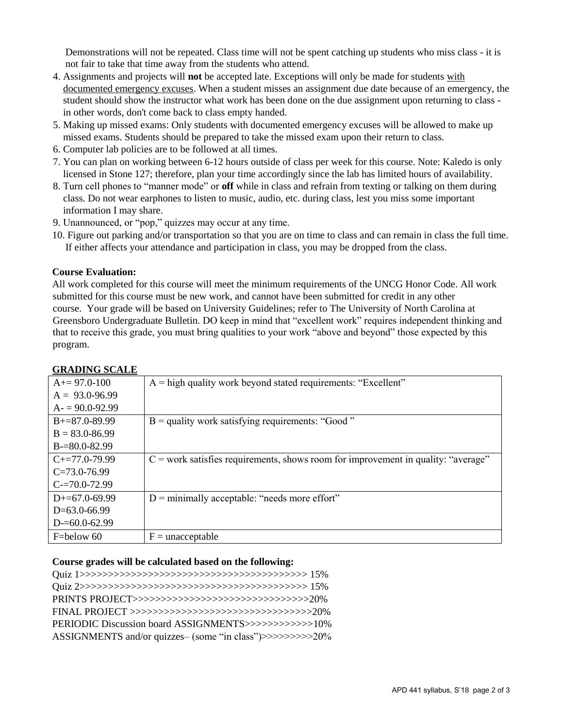Demonstrations will not be repeated. Class time will not be spent catching up students who miss class - it is not fair to take that time away from the students who attend.

4. Assignments and projects will **not** be accepted late. Exceptions will only be made for students with documented emergency excuses. When a student misses an assignment due date because of an emergency, the student should show the instructor what work has been done on the due assignment upon returning to class - in other words, don't come back to class empty handed.
5. Making up missed exams: Only students with documented emergency excuses will be allowed to make up missed exams. Students should be prepared to take the missed exam upon their return to class.
6. Computer lab policies are to be followed at all times.
7. You can plan on working between 6-12 hours outside of class per week for this course. Note: Kaledo is only licensed in Stone 127; therefore, plan your time accordingly since the lab has limited hours of availability.
8. Turn cell phones to "manner mode" or **off** while in class and refrain from texting or talking on them during class. Do not wear earphones to listen to music, audio, etc. during class, lest you miss some important information I may share.
9. Unannounced, or "pop," quizzes may occur at any time.
10. Figure out parking and/or transportation so that you are on time to class and can remain in class the full time. If either affects your attendance and participation in class, you may be dropped from the class.

**Course Evaluation:**

All work completed for this course will meet the minimum requirements of the UNCG Honor Code. All work submitted for this course must be new work, and cannot have been submitted for credit in any other course. Your grade will be based on University Guidelines; refer to The University of North Carolina at Greensboro Undergraduate Bulletin. DO keep in mind that "excellent work" requires independent thinking and that to receive this grade, you must bring qualities to your work "above and beyond" those expected by this program.

**GRADING SCALE**

| | |
|---|---|
| A+= 97.0-100<br>A = 93.0-96.99<br>A- = 90.0-92.99 | A = high quality work beyond stated requirements: "Excellent" |
| B+=87.0-89.99<br>B = 83.0-86.99<br>B-=80.0-82.99 | B = quality work satisfying requirements: "Good" |
| C+=77.0-79.99<br>C=73.0-76.99<br>C-=70.0-72.99 | C = work satisfies requirements, shows room for improvement in quality: "average" |
| D+=67.0-69.99<br>D=63.0-66.99<br>D-=60.0-62.99 | D = minimally acceptable: "needs more effort" |
| F=below 60 | F = unacceptable |

**Course grades will be calculated based on the following:**

Quiz 1>>>>>>>>>>>>>>>>>>>>>>>>>>>>>>>>>>>>>>>> 15%
Quiz 2>>>>>>>>>>>>>>>>>>>>>>>>>>>>>>>>>>>>>>>> 15%
PRINTS PROJECT>>>>>>>>>>>>>>>>>>>>>>>>>>>>>>>20%
FINAL PROJECT >>>>>>>>>>>>>>>>>>>>>>>>>>>>>>>>20%
PERIODIC Discussion board ASSIGNMENTS>>>>>>>>>>>>10%
ASSIGNMENTS and/or quizzes– (some "in class")>>>>>>>>>>20%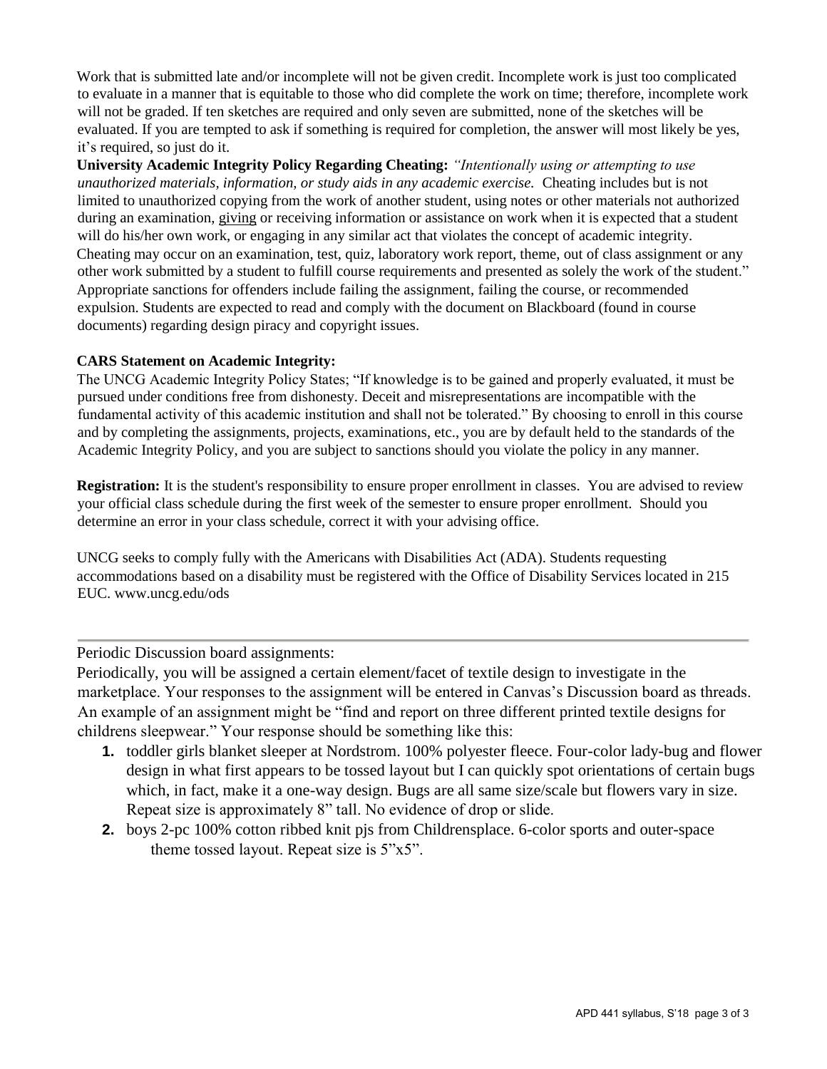Work that is submitted late and/or incomplete will not be given credit. Incomplete work is just too complicated to evaluate in a manner that is equitable to those who did complete the work on time; therefore, incomplete work will not be graded. If ten sketches are required and only seven are submitted, none of the sketches will be evaluated. If you are tempted to ask if something is required for completion, the answer will most likely be yes, it's required, so just do it.

**University Academic Integrity Policy Regarding Cheating:** *"Intentionally using or attempting to use unauthorized materials, information, or study aids in any academic exercise.* Cheating includes but is not limited to unauthorized copying from the work of another student, using notes or other materials not authorized during an examination, <u>giving</u> or receiving information or assistance on work when it is expected that a student will do his/her own work, or engaging in any similar act that violates the concept of academic integrity. Cheating may occur on an examination, test, quiz, laboratory work report, theme, out of class assignment or any other work submitted by a student to fulfill course requirements and presented as solely the work of the student." Appropriate sanctions for offenders include failing the assignment, failing the course, or recommended expulsion. Students are expected to read and comply with the document on Blackboard (found in course documents) regarding design piracy and copyright issues.

**CARS Statement on Academic Integrity:**

The UNCG Academic Integrity Policy States; "If knowledge is to be gained and properly evaluated, it must be pursued under conditions free from dishonesty. Deceit and misrepresentations are incompatible with the fundamental activity of this academic institution and shall not be tolerated." By choosing to enroll in this course and by completing the assignments, projects, examinations, etc., you are by default held to the standards of the Academic Integrity Policy, and you are subject to sanctions should you violate the policy in any manner.

**Registration:** It is the student's responsibility to ensure proper enrollment in classes. You are advised to review your official class schedule during the first week of the semester to ensure proper enrollment. Should you determine an error in your class schedule, correct it with your advising office.

UNCG seeks to comply fully with the Americans with Disabilities Act (ADA). Students requesting accommodations based on a disability must be registered with the Office of Disability Services located in 215 EUC. www.uncg.edu/ods

---

Periodic Discussion board assignments:

Periodically, you will be assigned a certain element/facet of textile design to investigate in the marketplace. Your responses to the assignment will be entered in Canvas's Discussion board as threads. An example of an assignment might be "find and report on three different printed textile designs for childrens sleepwear." Your response should be something like this:

1. toddler girls blanket sleeper at Nordstrom. 100% polyester fleece. Four-color lady-bug and flower design in what first appears to be tossed layout but I can quickly spot orientations of certain bugs which, in fact, make it a one-way design. Bugs are all same size/scale but flowers vary in size. Repeat size is approximately 8" tall. No evidence of drop or slide.
2. boys 2-pc 100% cotton ribbed knit pjs from Childrensplace. 6-color sports and outer-space theme tossed layout. Repeat size is 5"x5".